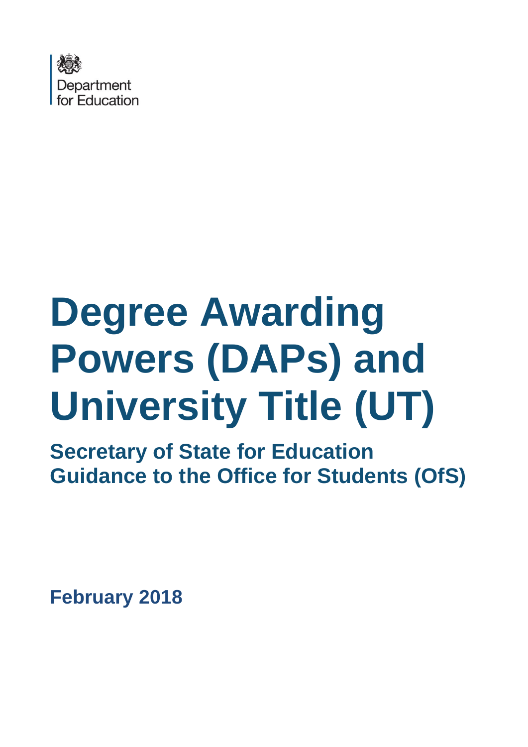Department for Education

# Degree Awarding Powers (DAPs) and University Title (UT)

## Secretary of State for Education Guidance to the Office for Students (OfS)

**February 2018**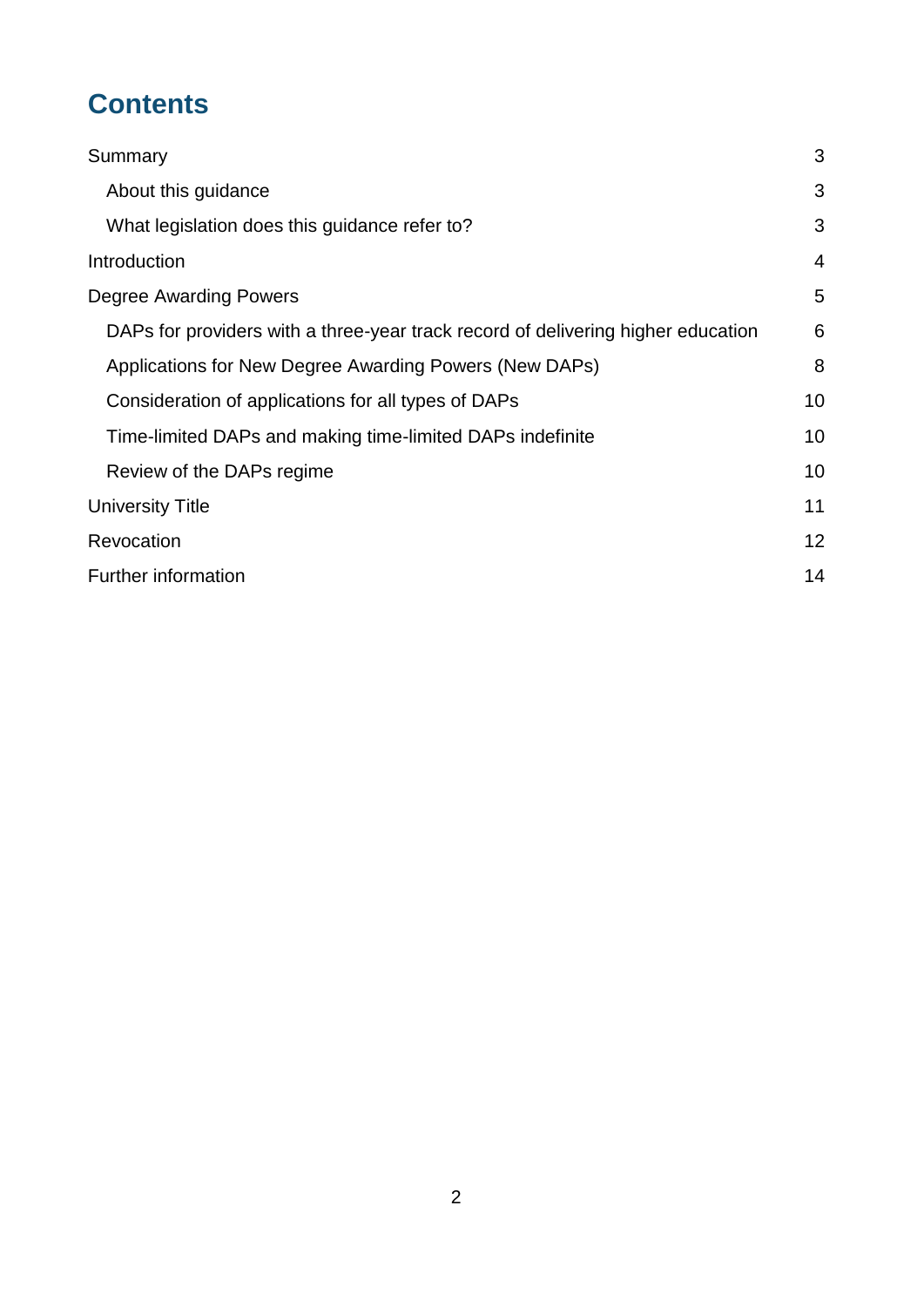# Contents

Summary 3

- About this guidance 3
- What legislation does this guidance refer to? 3

Introduction 4

Degree Awarding Powers 5

- DAPs for providers with a three-year track record of delivering higher education 6
- Applications for New Degree Awarding Powers (New DAPs) 8
- Consideration of applications for all types of DAPs 10
- Time-limited DAPs and making time-limited DAPs indefinite 10
- Review of the DAPs regime 10

University Title 11

Revocation 12

Further information 14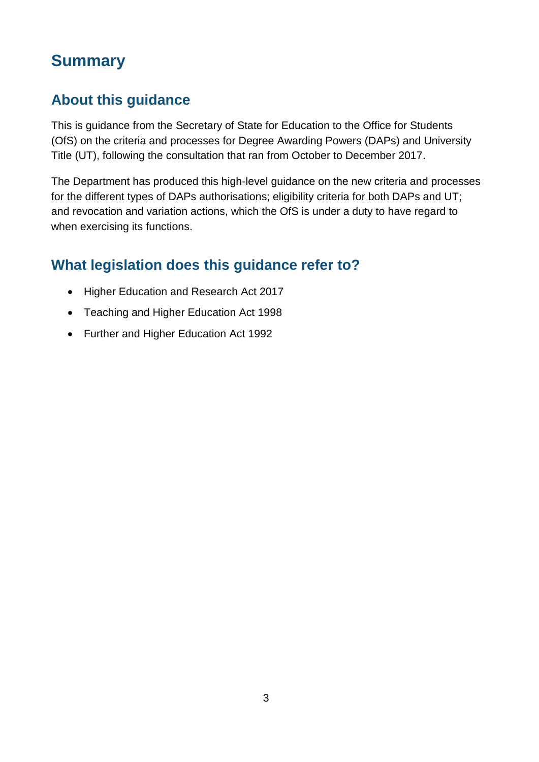# Summary

## About this guidance

This is guidance from the Secretary of State for Education to the Office for Students (OfS) on the criteria and processes for Degree Awarding Powers (DAPs) and University Title (UT), following the consultation that ran from October to December 2017.

The Department has produced this high-level guidance on the new criteria and processes for the different types of DAPs authorisations; eligibility criteria for both DAPs and UT; and revocation and variation actions, which the OfS is under a duty to have regard to when exercising its functions.

## What legislation does this guidance refer to?

- Higher Education and Research Act 2017
- Teaching and Higher Education Act 1998
- Further and Higher Education Act 1992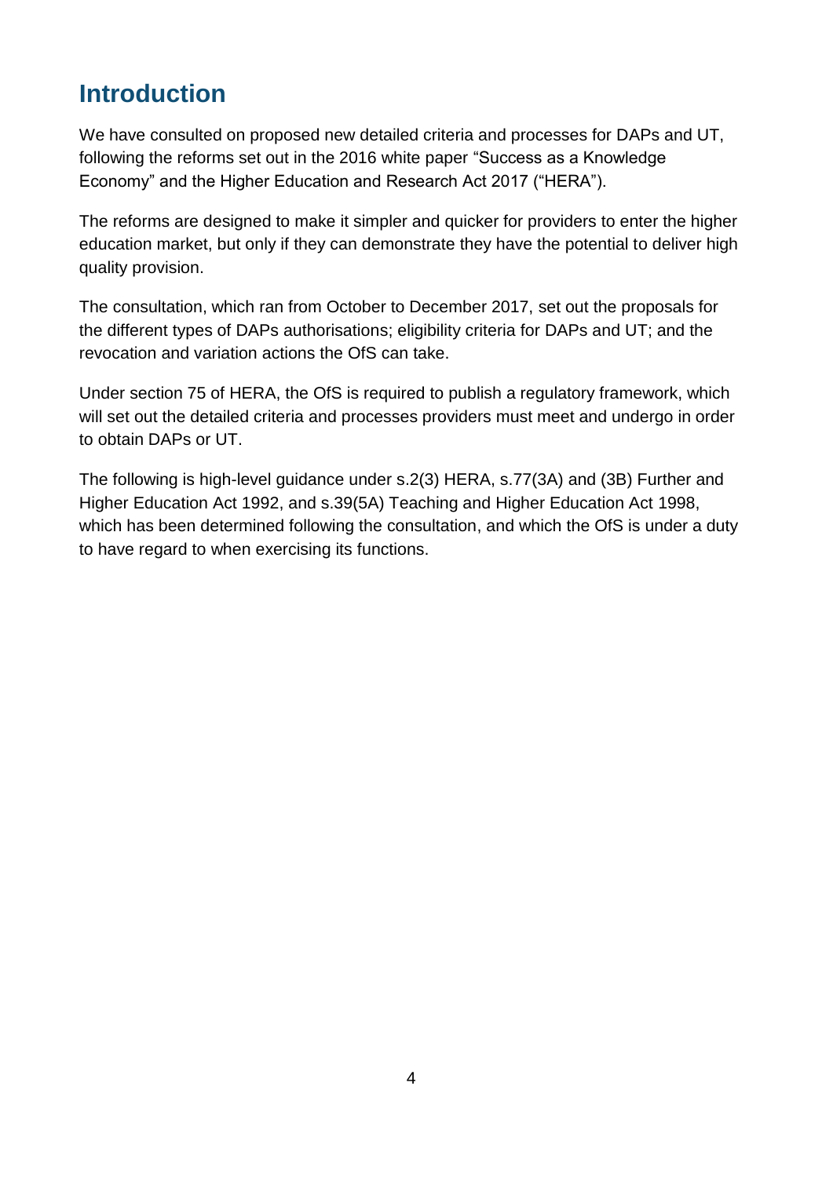## Introduction

We have consulted on proposed new detailed criteria and processes for DAPs and UT, following the reforms set out in the 2016 white paper "Success as a Knowledge Economy" and the Higher Education and Research Act 2017 ("HERA").

The reforms are designed to make it simpler and quicker for providers to enter the higher education market, but only if they can demonstrate they have the potential to deliver high quality provision.

The consultation, which ran from October to December 2017, set out the proposals for the different types of DAPs authorisations; eligibility criteria for DAPs and UT; and the revocation and variation actions the OfS can take.

Under section 75 of HERA, the OfS is required to publish a regulatory framework, which will set out the detailed criteria and processes providers must meet and undergo in order to obtain DAPs or UT.

The following is high-level guidance under s.2(3) HERA, s.77(3A) and (3B) Further and Higher Education Act 1992, and s.39(5A) Teaching and Higher Education Act 1998, which has been determined following the consultation, and which the OfS is under a duty to have regard to when exercising its functions.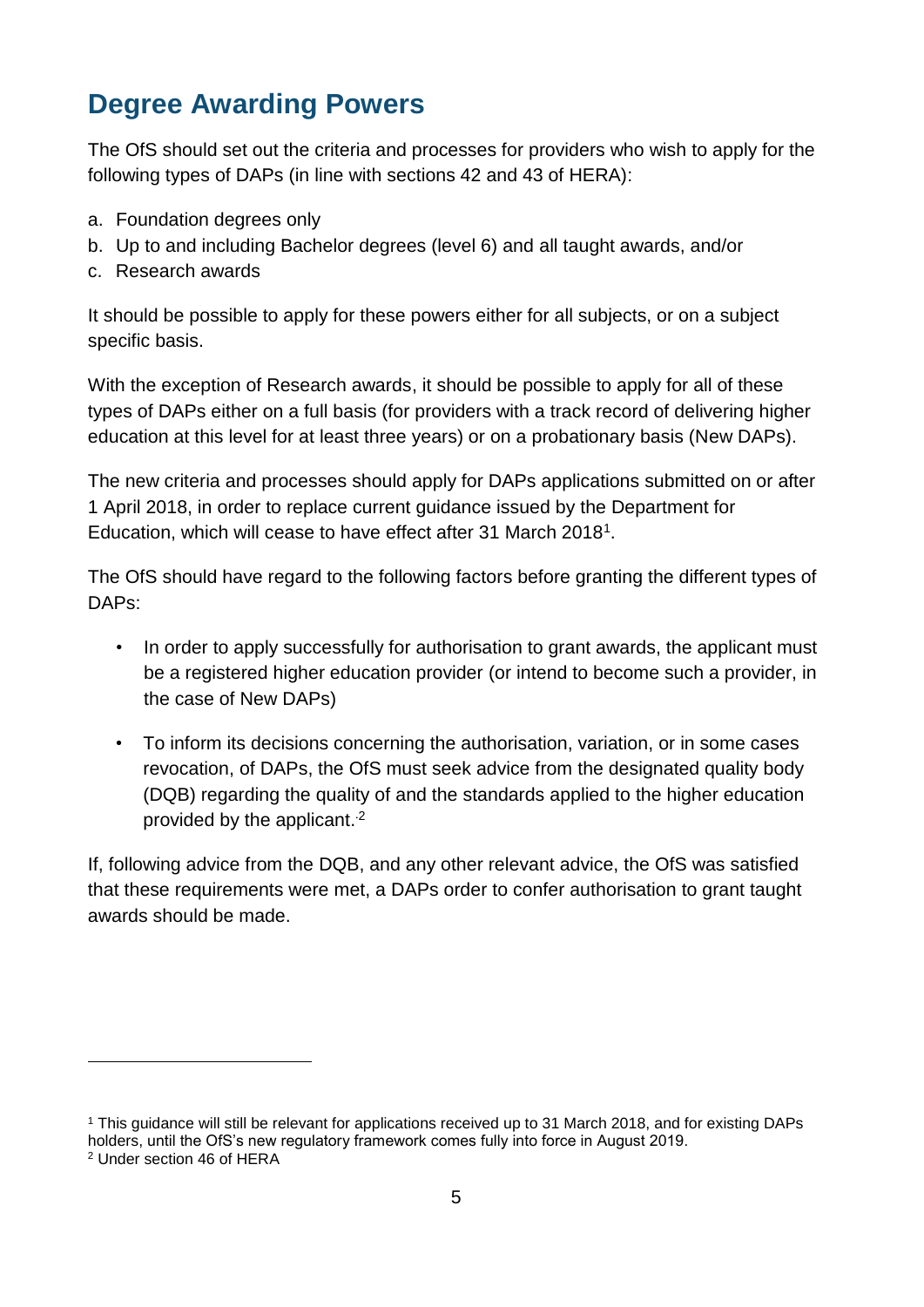## Degree Awarding Powers

The OfS should set out the criteria and processes for providers who wish to apply for the following types of DAPs (in line with sections 42 and 43 of HERA):

a. Foundation degrees only
b. Up to and including Bachelor degrees (level 6) and all taught awards, and/or
c. Research awards

It should be possible to apply for these powers either for all subjects, or on a subject specific basis.

With the exception of Research awards, it should be possible to apply for all of these types of DAPs either on a full basis (for providers with a track record of delivering higher education at this level for at least three years) or on a probationary basis (New DAPs).

The new criteria and processes should apply for DAPs applications submitted on or after 1 April 2018, in order to replace current guidance issued by the Department for Education, which will cease to have effect after 31 March 2018[1].

The OfS should have regard to the following factors before granting the different types of DAPs:

- In order to apply successfully for authorisation to grant awards, the applicant must be a registered higher education provider (or intend to become such a provider, in the case of New DAPs)
- To inform its decisions concerning the authorisation, variation, or in some cases revocation, of DAPs, the OfS must seek advice from the designated quality body (DQB) regarding the quality of and the standards applied to the higher education provided by the applicant.[2]

If, following advice from the DQB, and any other relevant advice, the OfS was satisfied that these requirements were met, a DAPs order to confer authorisation to grant taught awards should be made.

---

[1] This guidance will still be relevant for applications received up to 31 March 2018, and for existing DAPs holders, until the OfS's new regulatory framework comes fully into force in August 2019.

[2] Under section 46 of HERA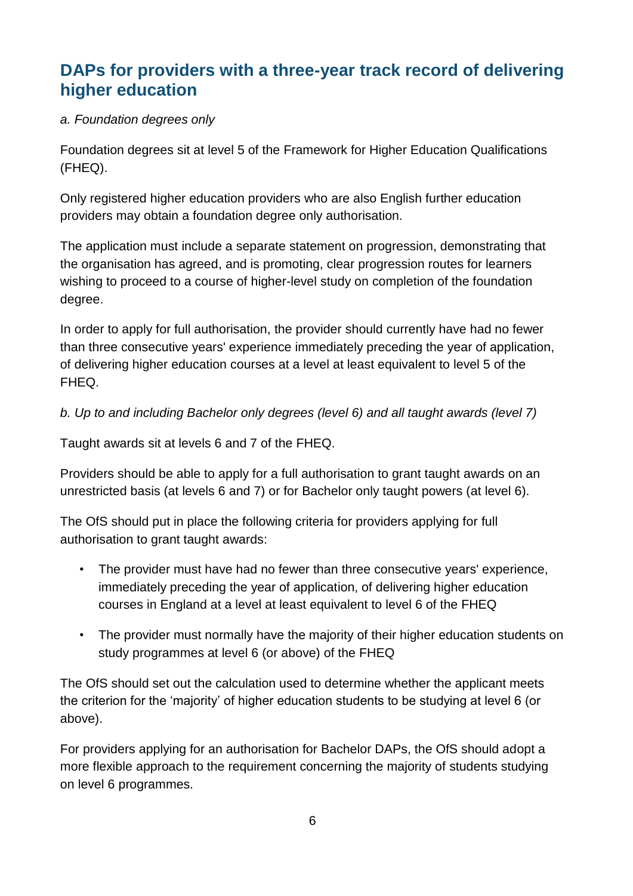## DAPs for providers with a three-year track record of delivering higher education

*a. Foundation degrees only*

Foundation degrees sit at level 5 of the Framework for Higher Education Qualifications (FHEQ).

Only registered higher education providers who are also English further education providers may obtain a foundation degree only authorisation.

The application must include a separate statement on progression, demonstrating that the organisation has agreed, and is promoting, clear progression routes for learners wishing to proceed to a course of higher-level study on completion of the foundation degree.

In order to apply for full authorisation, the provider should currently have had no fewer than three consecutive years' experience immediately preceding the year of application, of delivering higher education courses at a level at least equivalent to level 5 of the FHEQ.

*b. Up to and including Bachelor only degrees (level 6) and all taught awards (level 7)*

Taught awards sit at levels 6 and 7 of the FHEQ.

Providers should be able to apply for a full authorisation to grant taught awards on an unrestricted basis (at levels 6 and 7) or for Bachelor only taught powers (at level 6).

The OfS should put in place the following criteria for providers applying for full authorisation to grant taught awards:

- The provider must have had no fewer than three consecutive years' experience, immediately preceding the year of application, of delivering higher education courses in England at a level at least equivalent to level 6 of the FHEQ
- The provider must normally have the majority of their higher education students on study programmes at level 6 (or above) of the FHEQ

The OfS should set out the calculation used to determine whether the applicant meets the criterion for the 'majority' of higher education students to be studying at level 6 (or above).

For providers applying for an authorisation for Bachelor DAPs, the OfS should adopt a more flexible approach to the requirement concerning the majority of students studying on level 6 programmes.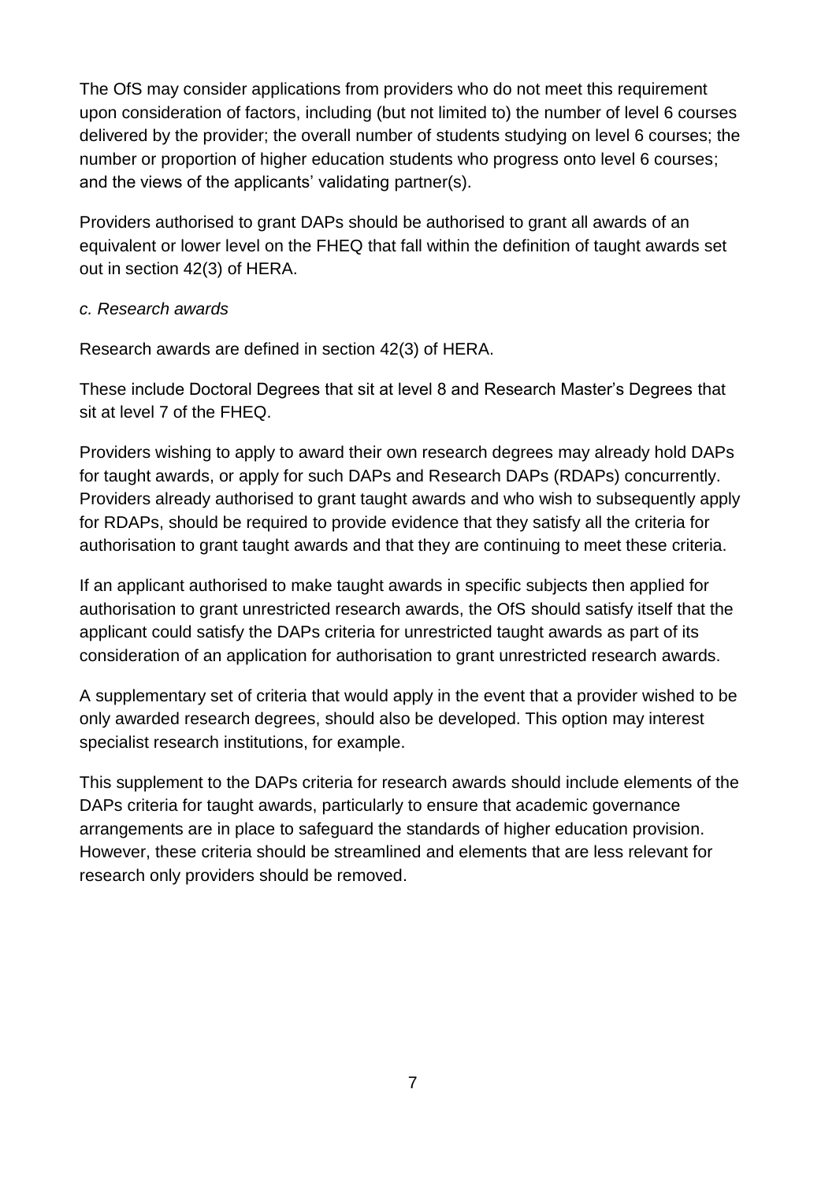The OfS may consider applications from providers who do not meet this requirement upon consideration of factors, including (but not limited to) the number of level 6 courses delivered by the provider; the overall number of students studying on level 6 courses; the number or proportion of higher education students who progress onto level 6 courses; and the views of the applicants' validating partner(s).

Providers authorised to grant DAPs should be authorised to grant all awards of an equivalent or lower level on the FHEQ that fall within the definition of taught awards set out in section 42(3) of HERA.

*c. Research awards*

Research awards are defined in section 42(3) of HERA.

These include Doctoral Degrees that sit at level 8 and Research Master's Degrees that sit at level 7 of the FHEQ.

Providers wishing to apply to award their own research degrees may already hold DAPs for taught awards, or apply for such DAPs and Research DAPs (RDAPs) concurrently. Providers already authorised to grant taught awards and who wish to subsequently apply for RDAPs, should be required to provide evidence that they satisfy all the criteria for authorisation to grant taught awards and that they are continuing to meet these criteria.

If an applicant authorised to make taught awards in specific subjects then applied for authorisation to grant unrestricted research awards, the OfS should satisfy itself that the applicant could satisfy the DAPs criteria for unrestricted taught awards as part of its consideration of an application for authorisation to grant unrestricted research awards.

A supplementary set of criteria that would apply in the event that a provider wished to be only awarded research degrees, should also be developed. This option may interest specialist research institutions, for example.

This supplement to the DAPs criteria for research awards should include elements of the DAPs criteria for taught awards, particularly to ensure that academic governance arrangements are in place to safeguard the standards of higher education provision. However, these criteria should be streamlined and elements that are less relevant for research only providers should be removed.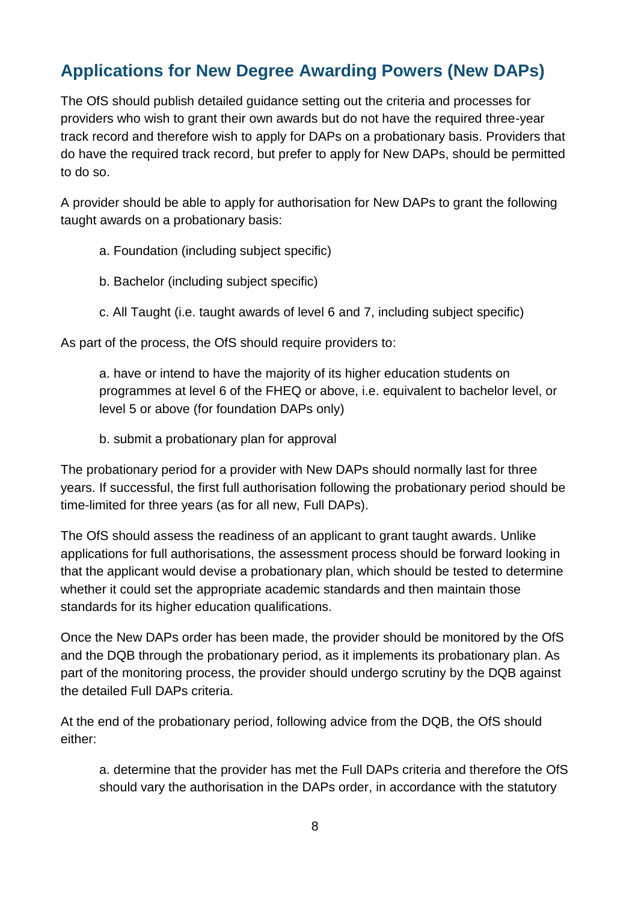## Applications for New Degree Awarding Powers (New DAPs)

The OfS should publish detailed guidance setting out the criteria and processes for providers who wish to grant their own awards but do not have the required three-year track record and therefore wish to apply for DAPs on a probationary basis. Providers that do have the required track record, but prefer to apply for New DAPs, should be permitted to do so.

A provider should be able to apply for authorisation for New DAPs to grant the following taught awards on a probationary basis:

a. Foundation (including subject specific)

b. Bachelor (including subject specific)

c. All Taught (i.e. taught awards of level 6 and 7, including subject specific)

As part of the process, the OfS should require providers to:

a. have or intend to have the majority of its higher education students on programmes at level 6 of the FHEQ or above, i.e. equivalent to bachelor level, or level 5 or above (for foundation DAPs only)

b. submit a probationary plan for approval

The probationary period for a provider with New DAPs should normally last for three years. If successful, the first full authorisation following the probationary period should be time-limited for three years (as for all new, Full DAPs).

The OfS should assess the readiness of an applicant to grant taught awards. Unlike applications for full authorisations, the assessment process should be forward looking in that the applicant would devise a probationary plan, which should be tested to determine whether it could set the appropriate academic standards and then maintain those standards for its higher education qualifications.

Once the New DAPs order has been made, the provider should be monitored by the OfS and the DQB through the probationary period, as it implements its probationary plan. As part of the monitoring process, the provider should undergo scrutiny by the DQB against the detailed Full DAPs criteria.

At the end of the probationary period, following advice from the DQB, the OfS should either:

a. determine that the provider has met the Full DAPs criteria and therefore the OfS should vary the authorisation in the DAPs order, in accordance with the statutory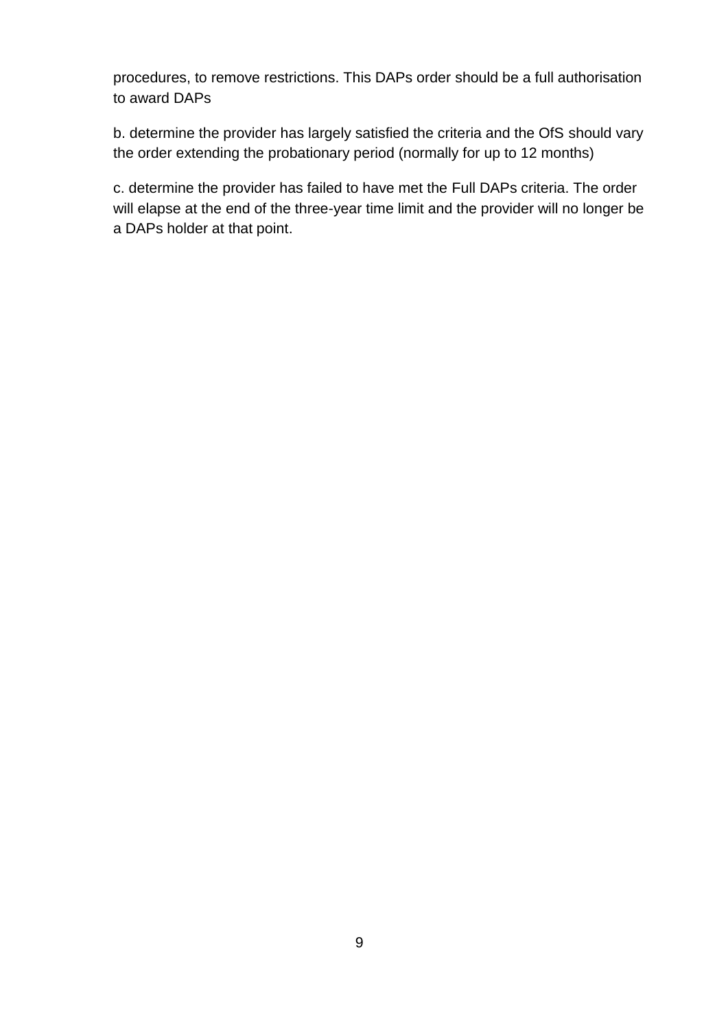procedures, to remove restrictions. This DAPs order should be a full authorisation to award DAPs

b. determine the provider has largely satisfied the criteria and the OfS should vary the order extending the probationary period (normally for up to 12 months)

c. determine the provider has failed to have met the Full DAPs criteria. The order will elapse at the end of the three-year time limit and the provider will no longer be a DAPs holder at that point.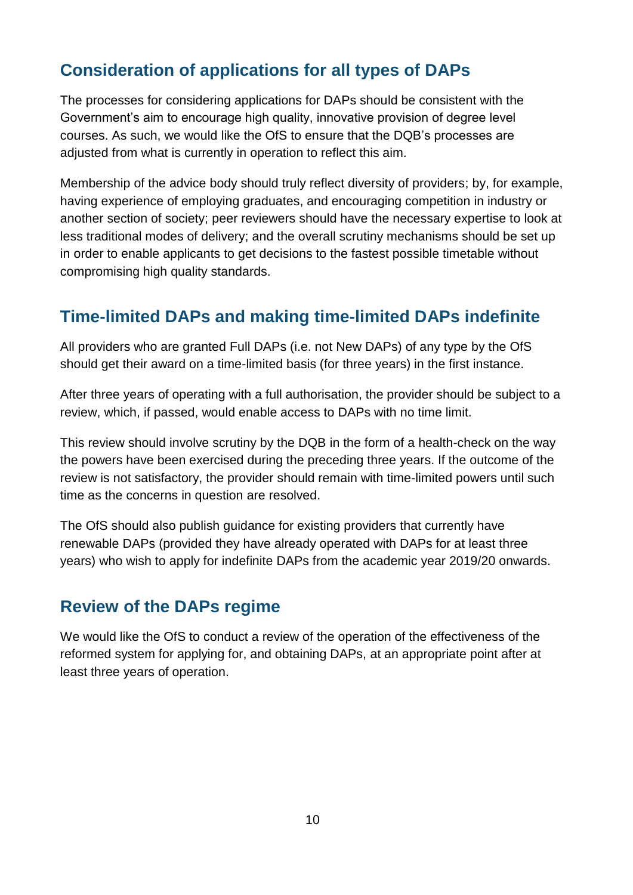## Consideration of applications for all types of DAPs

The processes for considering applications for DAPs should be consistent with the Government's aim to encourage high quality, innovative provision of degree level courses. As such, we would like the OfS to ensure that the DQB's processes are adjusted from what is currently in operation to reflect this aim.

Membership of the advice body should truly reflect diversity of providers; by, for example, having experience of employing graduates, and encouraging competition in industry or another section of society; peer reviewers should have the necessary expertise to look at less traditional modes of delivery; and the overall scrutiny mechanisms should be set up in order to enable applicants to get decisions to the fastest possible timetable without compromising high quality standards.

## Time-limited DAPs and making time-limited DAPs indefinite

All providers who are granted Full DAPs (i.e. not New DAPs) of any type by the OfS should get their award on a time-limited basis (for three years) in the first instance.

After three years of operating with a full authorisation, the provider should be subject to a review, which, if passed, would enable access to DAPs with no time limit.

This review should involve scrutiny by the DQB in the form of a health-check on the way the powers have been exercised during the preceding three years. If the outcome of the review is not satisfactory, the provider should remain with time-limited powers until such time as the concerns in question are resolved.

The OfS should also publish guidance for existing providers that currently have renewable DAPs (provided they have already operated with DAPs for at least three years) who wish to apply for indefinite DAPs from the academic year 2019/20 onwards.

## Review of the DAPs regime

We would like the OfS to conduct a review of the operation of the effectiveness of the reformed system for applying for, and obtaining DAPs, at an appropriate point after at least three years of operation.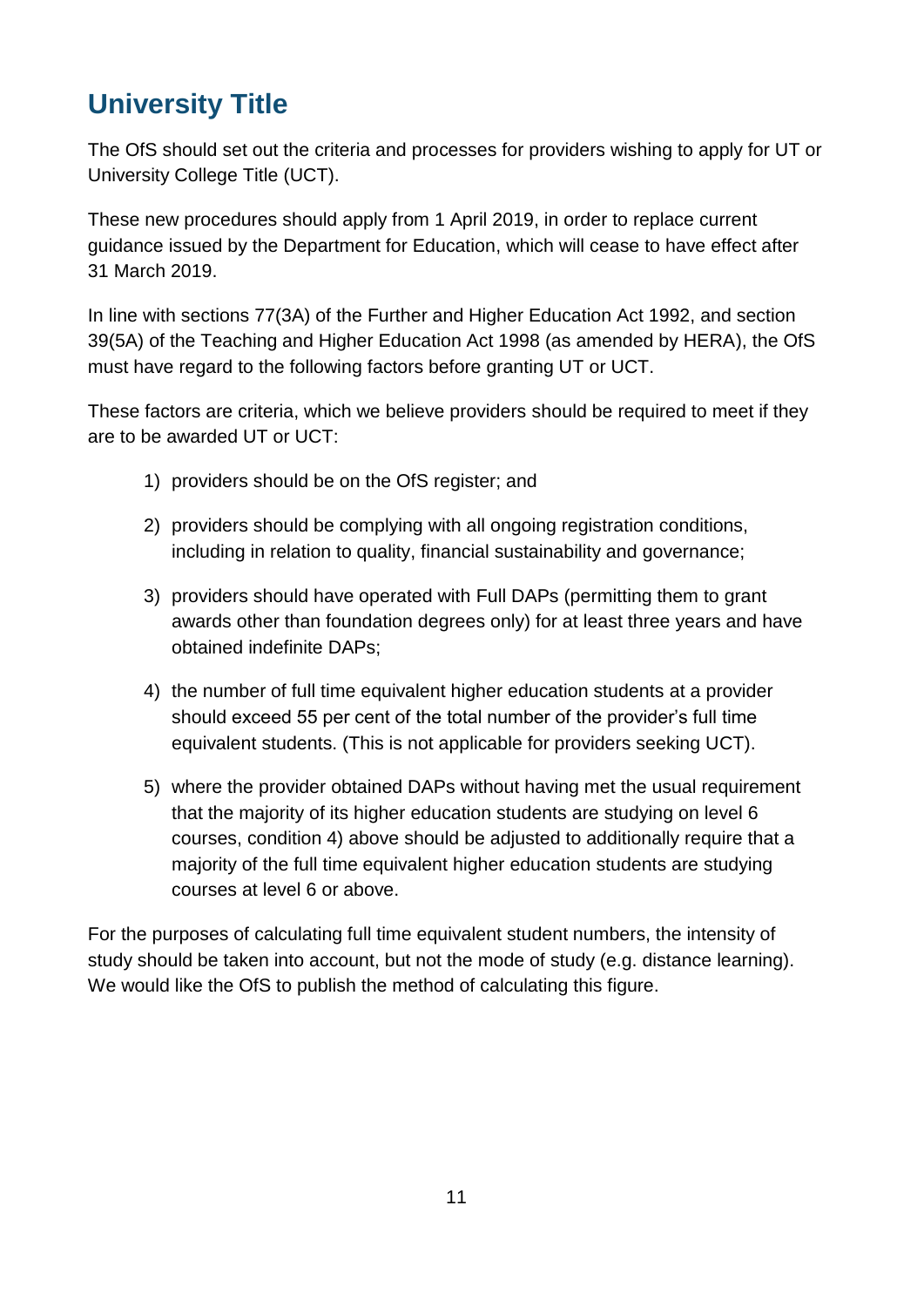## University Title

The OfS should set out the criteria and processes for providers wishing to apply for UT or University College Title (UCT).

These new procedures should apply from 1 April 2019, in order to replace current guidance issued by the Department for Education, which will cease to have effect after 31 March 2019.

In line with sections 77(3A) of the Further and Higher Education Act 1992, and section 39(5A) of the Teaching and Higher Education Act 1998 (as amended by HERA), the OfS must have regard to the following factors before granting UT or UCT.

These factors are criteria, which we believe providers should be required to meet if they are to be awarded UT or UCT:

1) providers should be on the OfS register; and
2) providers should be complying with all ongoing registration conditions, including in relation to quality, financial sustainability and governance;
3) providers should have operated with Full DAPs (permitting them to grant awards other than foundation degrees only) for at least three years and have obtained indefinite DAPs;
4) the number of full time equivalent higher education students at a provider should exceed 55 per cent of the total number of the provider's full time equivalent students. (This is not applicable for providers seeking UCT).
5) where the provider obtained DAPs without having met the usual requirement that the majority of its higher education students are studying on level 6 courses, condition 4) above should be adjusted to additionally require that a majority of the full time equivalent higher education students are studying courses at level 6 or above.

For the purposes of calculating full time equivalent student numbers, the intensity of study should be taken into account, but not the mode of study (e.g. distance learning). We would like the OfS to publish the method of calculating this figure.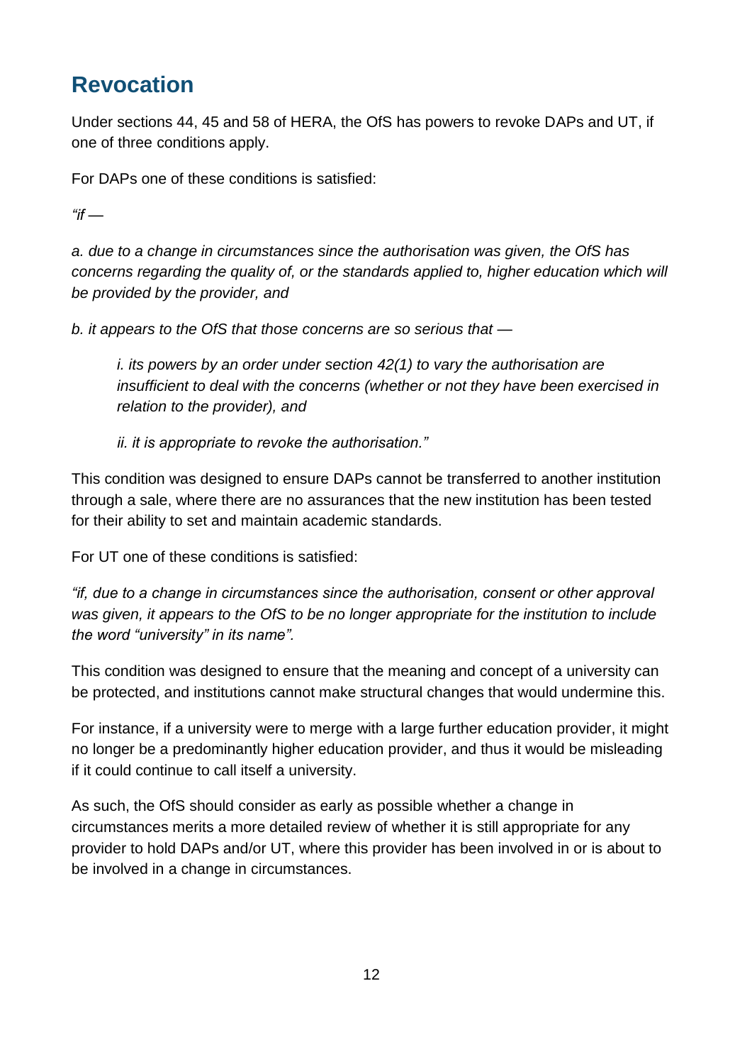## Revocation

Under sections 44, 45 and 58 of HERA, the OfS has powers to revoke DAPs and UT, if one of three conditions apply.

For DAPs one of these conditions is satisfied:

*"if —*

*a. due to a change in circumstances since the authorisation was given, the OfS has concerns regarding the quality of, or the standards applied to, higher education which will be provided by the provider, and*

*b. it appears to the OfS that those concerns are so serious that —*

> *i. its powers by an order under section 42(1) to vary the authorisation are insufficient to deal with the concerns (whether or not they have been exercised in relation to the provider), and*
>
> *ii. it is appropriate to revoke the authorisation."*

This condition was designed to ensure DAPs cannot be transferred to another institution through a sale, where there are no assurances that the new institution has been tested for their ability to set and maintain academic standards.

For UT one of these conditions is satisfied:

*"if, due to a change in circumstances since the authorisation, consent or other approval was given, it appears to the OfS to be no longer appropriate for the institution to include the word "university" in its name".*

This condition was designed to ensure that the meaning and concept of a university can be protected, and institutions cannot make structural changes that would undermine this.

For instance, if a university were to merge with a large further education provider, it might no longer be a predominantly higher education provider, and thus it would be misleading if it could continue to call itself a university.

As such, the OfS should consider as early as possible whether a change in circumstances merits a more detailed review of whether it is still appropriate for any provider to hold DAPs and/or UT, where this provider has been involved in or is about to be involved in a change in circumstances.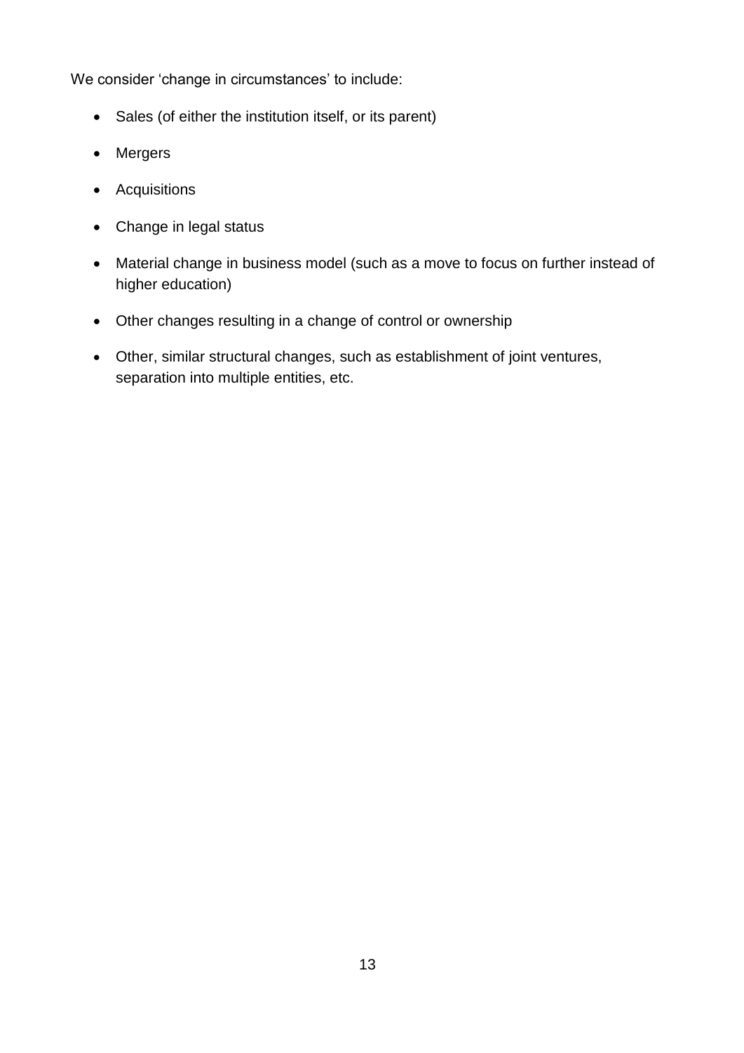We consider 'change in circumstances' to include:

- Sales (of either the institution itself, or its parent)
- Mergers
- Acquisitions
- Change in legal status
- Material change in business model (such as a move to focus on further instead of higher education)
- Other changes resulting in a change of control or ownership
- Other, similar structural changes, such as establishment of joint ventures, separation into multiple entities, etc.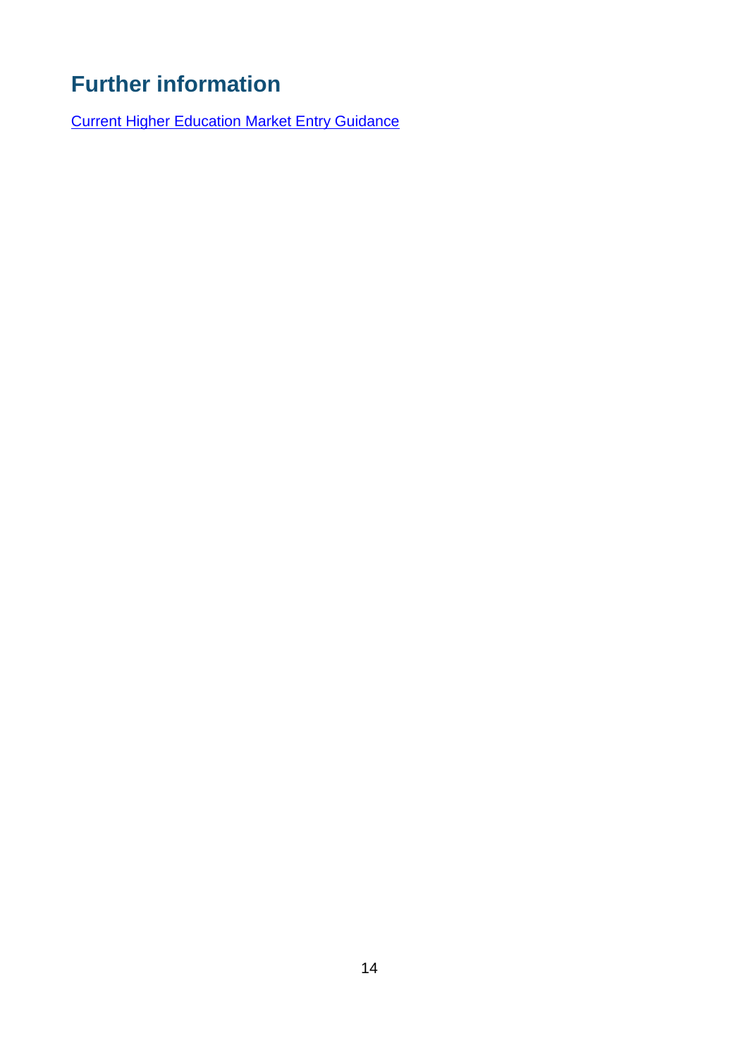# Further information

[Current Higher Education Market Entry Guidance]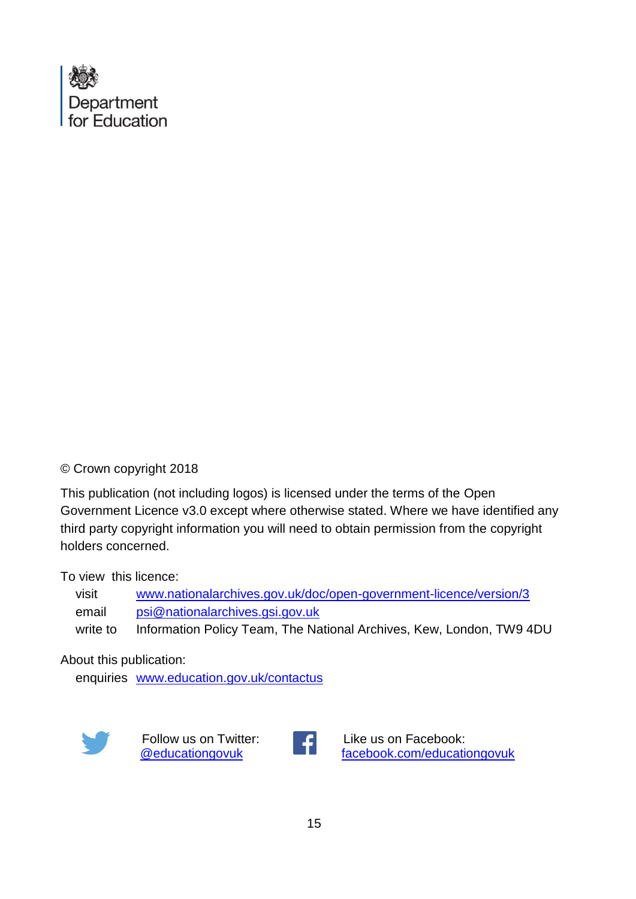Department for Education

© Crown copyright 2018

This publication (not including logos) is licensed under the terms of the Open Government Licence v3.0 except where otherwise stated. Where we have identified any third party copyright information you will need to obtain permission from the copyright holders concerned.

To view this licence:

| | |
|---|---|
| visit | www.nationalarchives.gov.uk/doc/open-government-licence/version/3 |
| email | psi@nationalarchives.gsi.gov.uk |
| write to | Information Policy Team, The National Archives, Kew, London, TW9 4DU |

About this publication:

| | |
|---|---|
| enquiries | www.education.gov.uk/contactus |

Follow us on Twitter: @educationgovuk

Like us on Facebook: facebook.com/educationgovuk